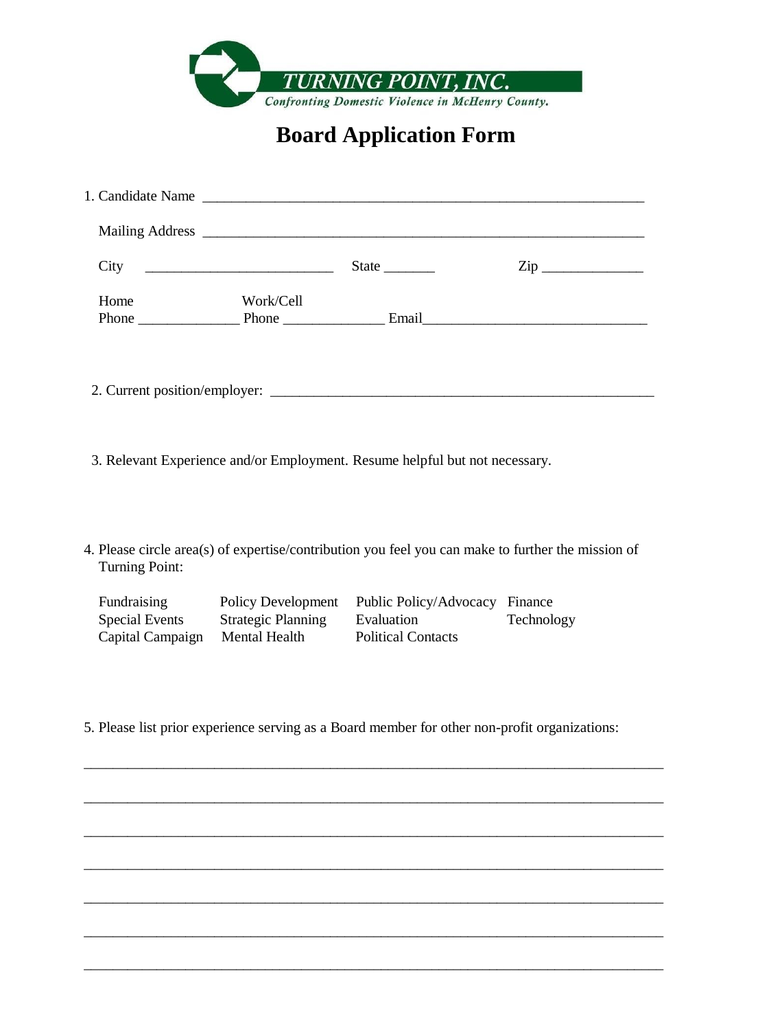TURNING POINT, INC.
*Confronting Domestic Violence in McHenry County.*

# Board Application Form

1. Candidate Name ____________________________________________________________

   Mailing Address ____________________________________________________________

   City ___________________________ State _______ Zip ______________

   Home Phone ______________ Work/Cell Phone ______________ Email_______________________________

2. Current position/employer: ______________________________________________________

3. Relevant Experience and/or Employment. Resume helpful but not necessary.

4. Please circle area(s) of expertise/contribution you feel you can make to further the mission of Turning Point:

| | | | |
|---|---|---|---|
| Fundraising | Policy Development | Public Policy/Advocacy | Finance |
| Special Events | Strategic Planning | Evaluation | Technology |
| Capital Campaign | Mental Health | Political Contacts | |

5. Please list prior experience serving as a Board member for other non-profit organizations:

_________________________________________________________________________________

_________________________________________________________________________________

_________________________________________________________________________________

_________________________________________________________________________________

_________________________________________________________________________________

_________________________________________________________________________________

_________________________________________________________________________________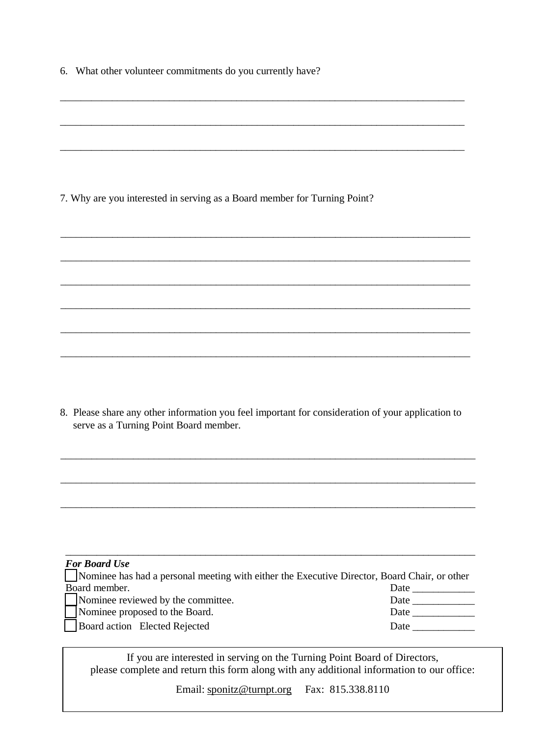6. What other volunteer commitments do you currently have?

\_\_\_\_\_\_\_\_\_\_\_\_\_\_\_\_\_\_\_\_\_\_\_\_\_\_\_\_\_\_\_\_\_\_\_\_\_\_\_\_\_\_\_\_\_\_\_\_\_\_\_\_\_\_\_\_\_\_\_\_\_\_\_\_\_\_\_\_\_\_\_\_\_\_\_\_

\_\_\_\_\_\_\_\_\_\_\_\_\_\_\_\_\_\_\_\_\_\_\_\_\_\_\_\_\_\_\_\_\_\_\_\_\_\_\_\_\_\_\_\_\_\_\_\_\_\_\_\_\_\_\_\_\_\_\_\_\_\_\_\_\_\_\_\_\_\_\_\_\_\_\_\_

\_\_\_\_\_\_\_\_\_\_\_\_\_\_\_\_\_\_\_\_\_\_\_\_\_\_\_\_\_\_\_\_\_\_\_\_\_\_\_\_\_\_\_\_\_\_\_\_\_\_\_\_\_\_\_\_\_\_\_\_\_\_\_\_\_\_\_\_\_\_\_\_\_\_\_\_

7. Why are you interested in serving as a Board member for Turning Point?

\_\_\_\_\_\_\_\_\_\_\_\_\_\_\_\_\_\_\_\_\_\_\_\_\_\_\_\_\_\_\_\_\_\_\_\_\_\_\_\_\_\_\_\_\_\_\_\_\_\_\_\_\_\_\_\_\_\_\_\_\_\_\_\_\_\_\_\_\_\_\_\_\_\_\_\_

\_\_\_\_\_\_\_\_\_\_\_\_\_\_\_\_\_\_\_\_\_\_\_\_\_\_\_\_\_\_\_\_\_\_\_\_\_\_\_\_\_\_\_\_\_\_\_\_\_\_\_\_\_\_\_\_\_\_\_\_\_\_\_\_\_\_\_\_\_\_\_\_\_\_\_\_

\_\_\_\_\_\_\_\_\_\_\_\_\_\_\_\_\_\_\_\_\_\_\_\_\_\_\_\_\_\_\_\_\_\_\_\_\_\_\_\_\_\_\_\_\_\_\_\_\_\_\_\_\_\_\_\_\_\_\_\_\_\_\_\_\_\_\_\_\_\_\_\_\_\_\_\_

\_\_\_\_\_\_\_\_\_\_\_\_\_\_\_\_\_\_\_\_\_\_\_\_\_\_\_\_\_\_\_\_\_\_\_\_\_\_\_\_\_\_\_\_\_\_\_\_\_\_\_\_\_\_\_\_\_\_\_\_\_\_\_\_\_\_\_\_\_\_\_\_\_\_\_\_

\_\_\_\_\_\_\_\_\_\_\_\_\_\_\_\_\_\_\_\_\_\_\_\_\_\_\_\_\_\_\_\_\_\_\_\_\_\_\_\_\_\_\_\_\_\_\_\_\_\_\_\_\_\_\_\_\_\_\_\_\_\_\_\_\_\_\_\_\_\_\_\_\_\_\_\_

\_\_\_\_\_\_\_\_\_\_\_\_\_\_\_\_\_\_\_\_\_\_\_\_\_\_\_\_\_\_\_\_\_\_\_\_\_\_\_\_\_\_\_\_\_\_\_\_\_\_\_\_\_\_\_\_\_\_\_\_\_\_\_\_\_\_\_\_\_\_\_\_\_\_\_\_

8. Please share any other information you feel important for consideration of your application to serve as a Turning Point Board member.

\_\_\_\_\_\_\_\_\_\_\_\_\_\_\_\_\_\_\_\_\_\_\_\_\_\_\_\_\_\_\_\_\_\_\_\_\_\_\_\_\_\_\_\_\_\_\_\_\_\_\_\_\_\_\_\_\_\_\_\_\_\_\_\_\_\_\_\_\_\_\_\_\_\_\_\_

\_\_\_\_\_\_\_\_\_\_\_\_\_\_\_\_\_\_\_\_\_\_\_\_\_\_\_\_\_\_\_\_\_\_\_\_\_\_\_\_\_\_\_\_\_\_\_\_\_\_\_\_\_\_\_\_\_\_\_\_\_\_\_\_\_\_\_\_\_\_\_\_\_\_\_\_

\_\_\_\_\_\_\_\_\_\_\_\_\_\_\_\_\_\_\_\_\_\_\_\_\_\_\_\_\_\_\_\_\_\_\_\_\_\_\_\_\_\_\_\_\_\_\_\_\_\_\_\_\_\_\_\_\_\_\_\_\_\_\_\_\_\_\_\_\_\_\_\_\_\_\_\_

***For Board Use***

- ☐ Nominee has had a personal meeting with either the Executive Director, Board Chair, or other Board member. Date \_\_\_\_\_\_\_\_\_\_\_\_
- ☐ Nominee reviewed by the committee. Date \_\_\_\_\_\_\_\_\_\_\_\_
- ☐ Nominee proposed to the Board. Date \_\_\_\_\_\_\_\_\_\_\_\_
- ☐ Board action Elected Rejected Date \_\_\_\_\_\_\_\_\_\_\_\_

If you are interested in serving on the Turning Point Board of Directors, please complete and return this form along with any additional information to our office:

Email: sponitz@turnpt.org Fax: 815.338.8110